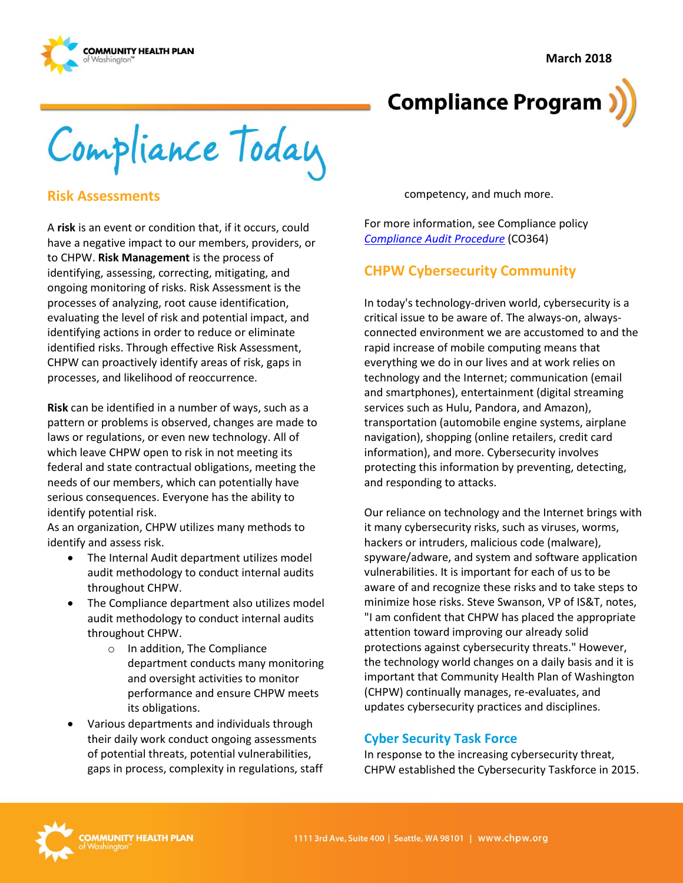March 2018

# Compliance Program

# Compliance Today

## Risk Assessments

A **risk** is an event or condition that, if it occurs, could have a negative impact to our members, providers, or to CHPW. **Risk Management** is the process of identifying, assessing, correcting, mitigating, and ongoing monitoring of risks. Risk Assessment is the processes of analyzing, root cause identification, evaluating the level of risk and potential impact, and identifying actions in order to reduce or eliminate identified risks. Through effective Risk Assessment, CHPW can proactively identify areas of risk, gaps in processes, and likelihood of reoccurrence.

**Risk** can be identified in a number of ways, such as a pattern or problems is observed, changes are made to laws or regulations, or even new technology. All of which leave CHPW open to risk in not meeting its federal and state contractual obligations, meeting the needs of our members, which can potentially have serious consequences. Everyone has the ability to identify potential risk.

As an organization, CHPW utilizes many methods to identify and assess risk.

- The Internal Audit department utilizes model audit methodology to conduct internal audits throughout CHPW.
- The Compliance department also utilizes model audit methodology to conduct internal audits throughout CHPW.
  - In addition, The Compliance department conducts many monitoring and oversight activities to monitor performance and ensure CHPW meets its obligations.
- Various departments and individuals through their daily work conduct ongoing assessments of potential threats, potential vulnerabilities, gaps in process, complexity in regulations, staff competency, and much more.

For more information, see Compliance policy *Compliance Audit Procedure* (CO364)

## CHPW Cybersecurity Community

In today's technology-driven world, cybersecurity is a critical issue to be aware of. The always-on, always-connected environment we are accustomed to and the rapid increase of mobile computing means that everything we do in our lives and at work relies on technology and the Internet; communication (email and smartphones), entertainment (digital streaming services such as Hulu, Pandora, and Amazon), transportation (automobile engine systems, airplane navigation), shopping (online retailers, credit card information), and more. Cybersecurity involves protecting this information by preventing, detecting, and responding to attacks.

Our reliance on technology and the Internet brings with it many cybersecurity risks, such as viruses, worms, hackers or intruders, malicious code (malware), spyware/adware, and system and software application vulnerabilities. It is important for each of us to be aware of and recognize these risks and to take steps to minimize hose risks. Steve Swanson, VP of IS&T, notes, "I am confident that CHPW has placed the appropriate attention toward improving our already solid protections against cybersecurity threats." However, the technology world changes on a daily basis and it is important that Community Health Plan of Washington (CHPW) continually manages, re-evaluates, and updates cybersecurity practices and disciplines.

### Cyber Security Task Force

In response to the increasing cybersecurity threat, CHPW established the Cybersecurity Taskforce in 2015.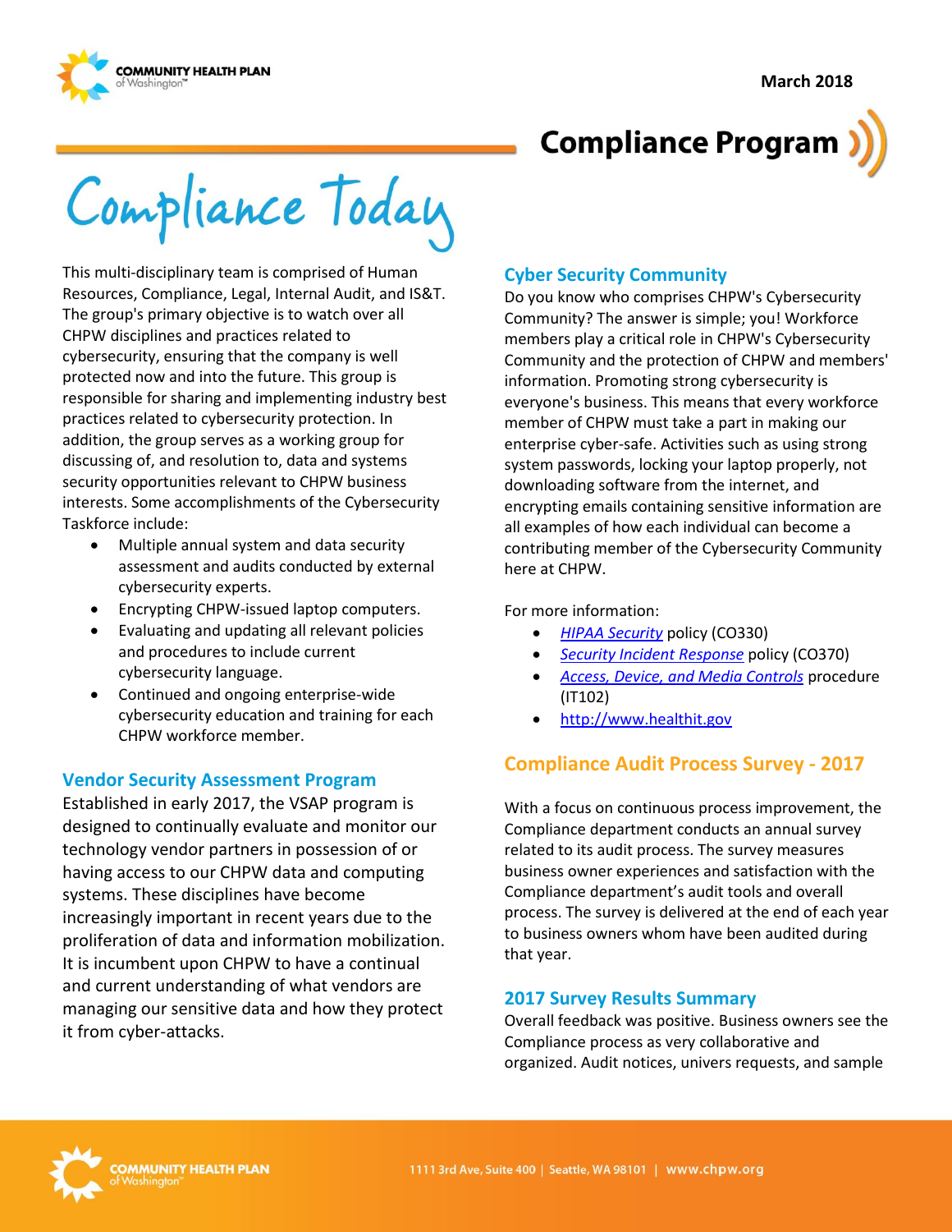March 2018

# Compliance Program

# Compliance Today

This multi-disciplinary team is comprised of Human Resources, Compliance, Legal, Internal Audit, and IS&T. The group's primary objective is to watch over all CHPW disciplines and practices related to cybersecurity, ensuring that the company is well protected now and into the future. This group is responsible for sharing and implementing industry best practices related to cybersecurity protection. In addition, the group serves as a working group for discussing of, and resolution to, data and systems security opportunities relevant to CHPW business interests. Some accomplishments of the Cybersecurity Taskforce include:

- Multiple annual system and data security assessment and audits conducted by external cybersecurity experts.
- Encrypting CHPW-issued laptop computers.
- Evaluating and updating all relevant policies and procedures to include current cybersecurity language.
- Continued and ongoing enterprise-wide cybersecurity education and training for each CHPW workforce member.

## Vendor Security Assessment Program

Established in early 2017, the VSAP program is designed to continually evaluate and monitor our technology vendor partners in possession of or having access to our CHPW data and computing systems. These disciplines have become increasingly important in recent years due to the proliferation of data and information mobilization. It is incumbent upon CHPW to have a continual and current understanding of what vendors are managing our sensitive data and how they protect it from cyber-attacks.

## Cyber Security Community

Do you know who comprises CHPW's Cybersecurity Community? The answer is simple; you! Workforce members play a critical role in CHPW's Cybersecurity Community and the protection of CHPW and members' information. Promoting strong cybersecurity is everyone's business. This means that every workforce member of CHPW must take a part in making our enterprise cyber-safe. Activities such as using strong system passwords, locking your laptop properly, not downloading software from the internet, and encrypting emails containing sensitive information are all examples of how each individual can become a contributing member of the Cybersecurity Community here at CHPW.

For more information:

- *HIPAA Security* policy (CO330)
- *Security Incident Response* policy (CO370)
- *Access, Device, and Media Controls* procedure (IT102)
- http://www.healthit.gov

## Compliance Audit Process Survey - 2017

With a focus on continuous process improvement, the Compliance department conducts an annual survey related to its audit process. The survey measures business owner experiences and satisfaction with the Compliance department's audit tools and overall process. The survey is delivered at the end of each year to business owners whom have been audited during that year.

### 2017 Survey Results Summary

Overall feedback was positive. Business owners see the Compliance process as very collaborative and organized. Audit notices, univers requests, and sample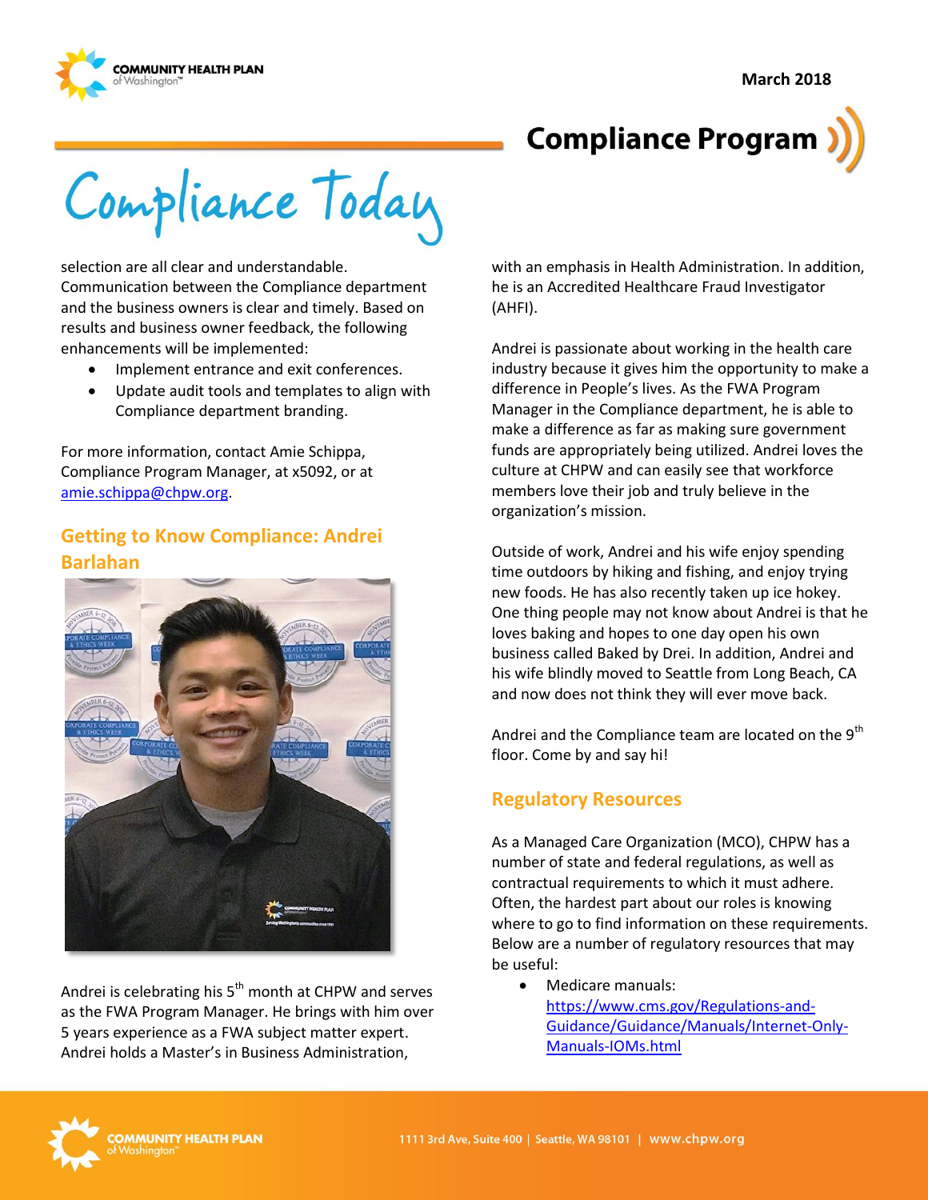selection are all clear and understandable. Communication between the Compliance department and the business owners is clear and timely. Based on results and business owner feedback, the following enhancements will be implemented:

- Implement entrance and exit conferences.
- Update audit tools and templates to align with Compliance department branding.

For more information, contact Amie Schippa, Compliance Program Manager, at x5092, or at amie.schippa@chpw.org.

## Getting to Know Compliance: Andrei Barlahan

Andrei is celebrating his 5th month at CHPW and serves as the FWA Program Manager. He brings with him over 5 years experience as a FWA subject matter expert. Andrei holds a Master's in Business Administration, with an emphasis in Health Administration. In addition, he is an Accredited Healthcare Fraud Investigator (AHFI).

Andrei is passionate about working in the health care industry because it gives him the opportunity to make a difference in People's lives. As the FWA Program Manager in the Compliance department, he is able to make a difference as far as making sure government funds are appropriately being utilized. Andrei loves the culture at CHPW and can easily see that workforce members love their job and truly believe in the organization's mission.

Outside of work, Andrei and his wife enjoy spending time outdoors by hiking and fishing, and enjoy trying new foods. He has also recently taken up ice hokey. One thing people may not know about Andrei is that he loves baking and hopes to one day open his own business called Baked by Drei. In addition, Andrei and his wife blindly moved to Seattle from Long Beach, CA and now does not think they will ever move back.

Andrei and the Compliance team are located on the 9th floor. Come by and say hi!

## Regulatory Resources

As a Managed Care Organization (MCO), CHPW has a number of state and federal regulations, as well as contractual requirements to which it must adhere. Often, the hardest part about our roles is knowing where to go to find information on these requirements. Below are a number of regulatory resources that may be useful:

- Medicare manuals: https://www.cms.gov/Regulations-and-Guidance/Guidance/Manuals/Internet-Only-Manuals-IOMs.html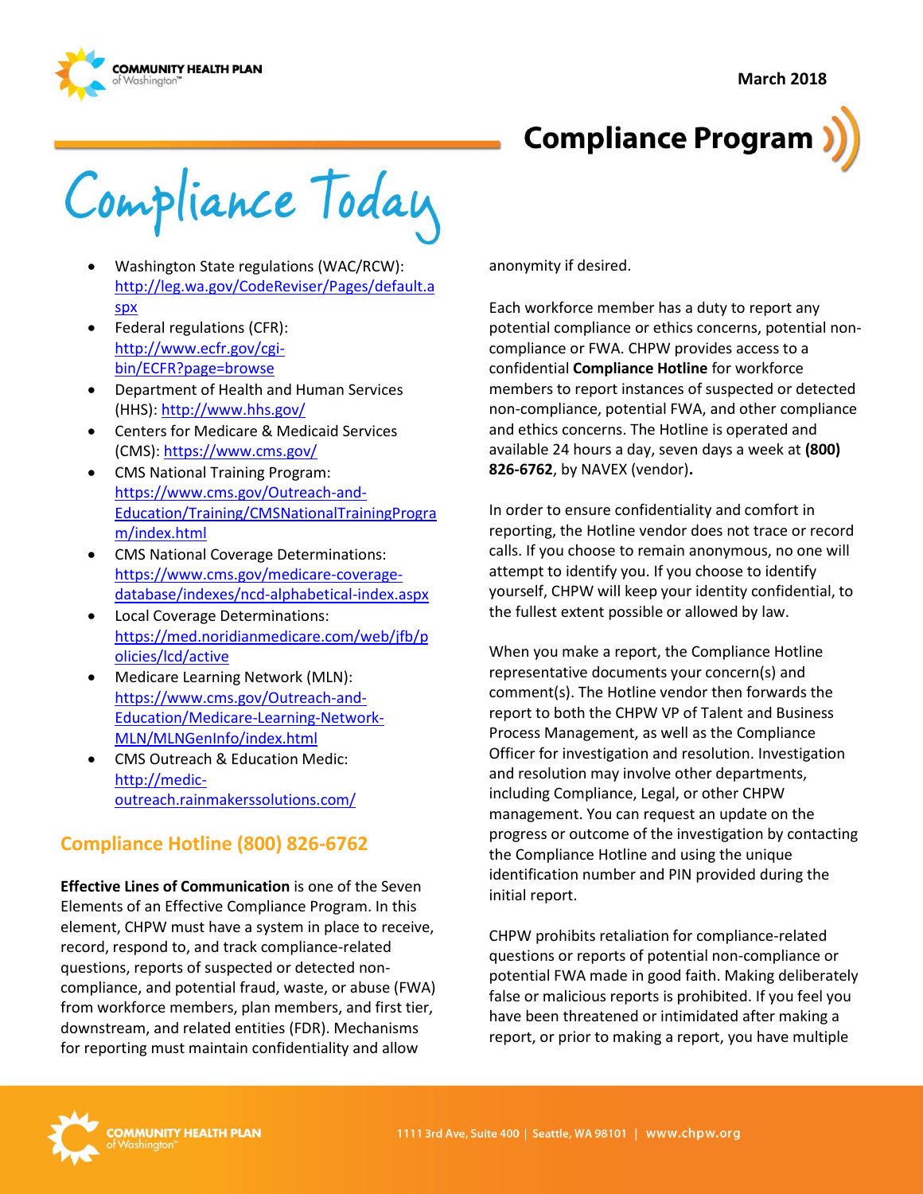- Washington State regulations (WAC/RCW): http://leg.wa.gov/CodeReviser/Pages/default.aspx
- Federal regulations (CFR): http://www.ecfr.gov/cgi-bin/ECFR?page=browse
- Department of Health and Human Services (HHS): http://www.hhs.gov/
- Centers for Medicare & Medicaid Services (CMS): https://www.cms.gov/
- CMS National Training Program: https://www.cms.gov/Outreach-and-Education/Training/CMSNationalTrainingProgram/index.html
- CMS National Coverage Determinations: https://www.cms.gov/medicare-coverage-database/indexes/ncd-alphabetical-index.aspx
- Local Coverage Determinations: https://med.noridianmedicare.com/web/jfb/policies/lcd/active
- Medicare Learning Network (MLN): https://www.cms.gov/Outreach-and-Education/Medicare-Learning-Network-MLN/MLNGenInfo/index.html
- CMS Outreach & Education Medic: http://medic-outreach.rainmakerssolutions.com/

## Compliance Hotline (800) 826-6762

**Effective Lines of Communication** is one of the Seven Elements of an Effective Compliance Program. In this element, CHPW must have a system in place to receive, record, respond to, and track compliance-related questions, reports of suspected or detected non-compliance, and potential fraud, waste, or abuse (FWA) from workforce members, plan members, and first tier, downstream, and related entities (FDR). Mechanisms for reporting must maintain confidentiality and allow anonymity if desired.

Each workforce member has a duty to report any potential compliance or ethics concerns, potential non-compliance or FWA. CHPW provides access to a confidential **Compliance Hotline** for workforce members to report instances of suspected or detected non-compliance, potential FWA, and other compliance and ethics concerns. The Hotline is operated and available 24 hours a day, seven days a week at **(800) 826-6762**, by NAVEX (vendor)**.**

In order to ensure confidentiality and comfort in reporting, the Hotline vendor does not trace or record calls. If you choose to remain anonymous, no one will attempt to identify you. If you choose to identify yourself, CHPW will keep your identity confidential, to the fullest extent possible or allowed by law.

When you make a report, the Compliance Hotline representative documents your concern(s) and comment(s). The Hotline vendor then forwards the report to both the CHPW VP of Talent and Business Process Management, as well as the Compliance Officer for investigation and resolution. Investigation and resolution may involve other departments, including Compliance, Legal, or other CHPW management. You can request an update on the progress or outcome of the investigation by contacting the Compliance Hotline and using the unique identification number and PIN provided during the initial report.

CHPW prohibits retaliation for compliance-related questions or reports of potential non-compliance or potential FWA made in good faith. Making deliberately false or malicious reports is prohibited. If you feel you have been threatened or intimidated after making a report, or prior to making a report, you have multiple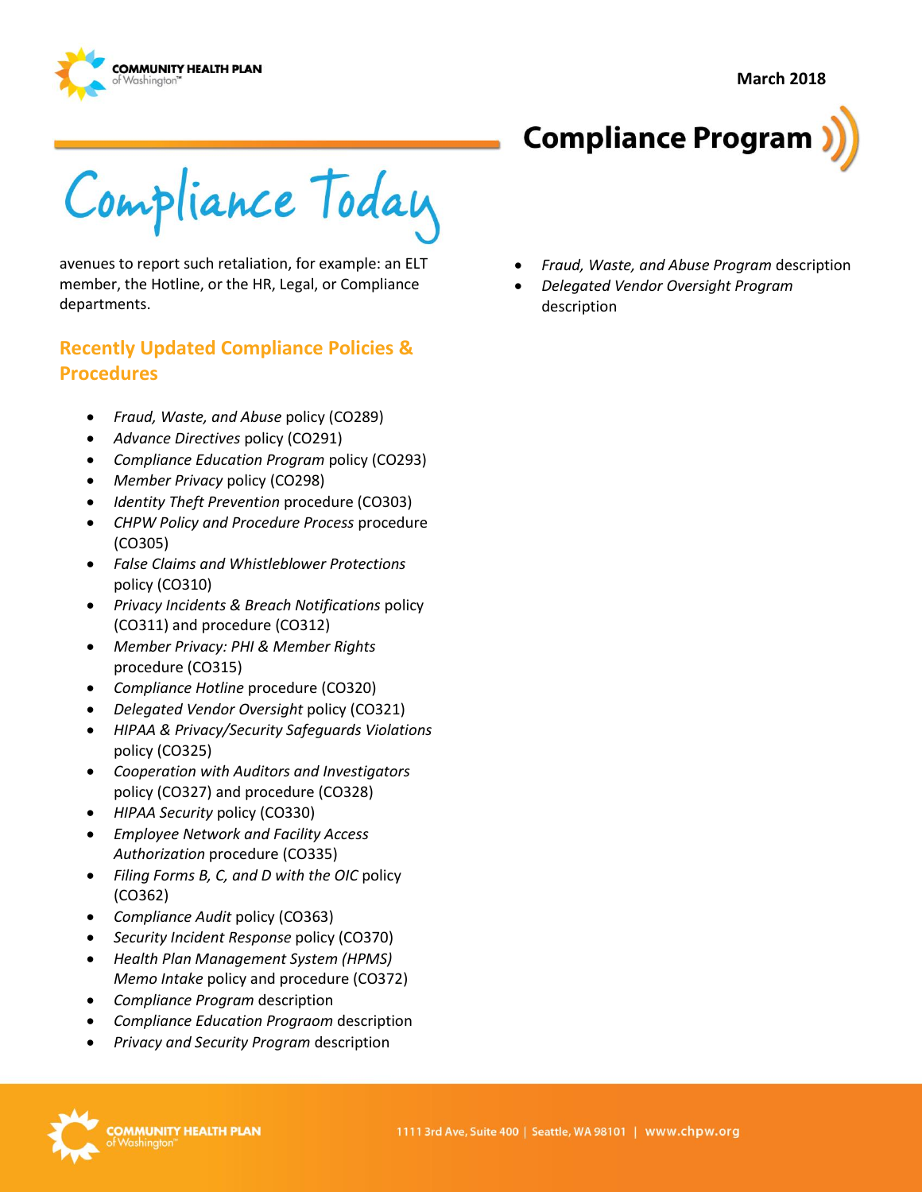avenues to report such retaliation, for example: an ELT member, the Hotline, or the HR, Legal, or Compliance departments.

## Recently Updated Compliance Policies & Procedures

- *Fraud, Waste, and Abuse* policy (CO289)
- *Advance Directives* policy (CO291)
- *Compliance Education Program* policy (CO293)
- *Member Privacy* policy (CO298)
- *Identity Theft Prevention* procedure (CO303)
- *CHPW Policy and Procedure Process* procedure (CO305)
- *False Claims and Whistleblower Protections* policy (CO310)
- *Privacy Incidents & Breach Notifications* policy (CO311) and procedure (CO312)
- *Member Privacy: PHI & Member Rights* procedure (CO315)
- *Compliance Hotline* procedure (CO320)
- *Delegated Vendor Oversight* policy (CO321)
- *HIPAA & Privacy/Security Safeguards Violations* policy (CO325)
- *Cooperation with Auditors and Investigators* policy (CO327) and procedure (CO328)
- *HIPAA Security* policy (CO330)
- *Employee Network and Facility Access Authorization* procedure (CO335)
- *Filing Forms B, C, and D with the OIC* policy (CO362)
- *Compliance Audit* policy (CO363)
- *Security Incident Response* policy (CO370)
- *Health Plan Management System (HPMS) Memo Intake* policy and procedure (CO372)
- *Compliance Program* description
- *Compliance Education Prograom* description
- *Privacy and Security Program* description
- *Fraud, Waste, and Abuse Program* description
- *Delegated Vendor Oversight Program* description